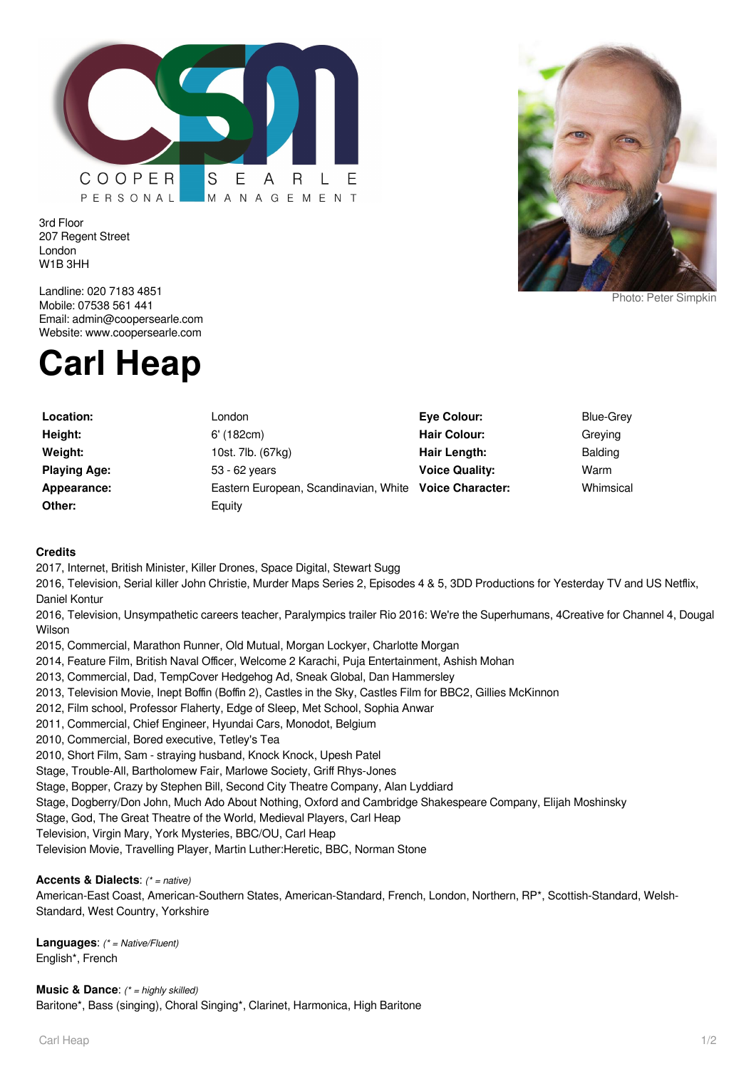COOPER SEARLE
PERSONAL MANAGEMENT

3rd Floor
207 Regent Street
London
W1B 3HH

Landline: 020 7183 4851
Mobile: 07538 561 441
Email: admin@coopersearle.com
Website: www.coopersearle.com

Photo: Peter Simpkin

# Carl Heap

| | | | |
|---|---|---|---|
| **Location:** | London | **Eye Colour:** | Blue-Grey |
| **Height:** | 6' (182cm) | **Hair Colour:** | Greying |
| **Weight:** | 10st. 7lb. (67kg) | **Hair Length:** | Balding |
| **Playing Age:** | 53 - 62 years | **Voice Quality:** | Warm |
| **Appearance:** | Eastern European, Scandinavian, White | **Voice Character:** | Whimsical |
| **Other:** | Equity | | |

**Credits**

2017, Internet, British Minister, Killer Drones, Space Digital, Stewart Sugg
2016, Television, Serial killer John Christie, Murder Maps Series 2, Episodes 4 & 5, 3DD Productions for Yesterday TV and US Netflix, Daniel Kontur
2016, Television, Unsympathetic careers teacher, Paralympics trailer Rio 2016: We're the Superhumans, 4Creative for Channel 4, Dougal Wilson
2015, Commercial, Marathon Runner, Old Mutual, Morgan Lockyer, Charlotte Morgan
2014, Feature Film, British Naval Officer, Welcome 2 Karachi, Puja Entertainment, Ashish Mohan
2013, Commercial, Dad, TempCover Hedgehog Ad, Sneak Global, Dan Hammersley
2013, Television Movie, Inept Boffin (Boffin 2), Castles in the Sky, Castles Film for BBC2, Gillies McKinnon
2012, Film school, Professor Flaherty, Edge of Sleep, Met School, Sophia Anwar
2011, Commercial, Chief Engineer, Hyundai Cars, Monodot, Belgium
2010, Commercial, Bored executive, Tetley's Tea
2010, Short Film, Sam - straying husband, Knock Knock, Upesh Patel
Stage, Trouble-All, Bartholomew Fair, Marlowe Society, Griff Rhys-Jones
Stage, Bopper, Crazy by Stephen Bill, Second City Theatre Company, Alan Lyddiard
Stage, Dogberry/Don John, Much Ado About Nothing, Oxford and Cambridge Shakespeare Company, Elijah Moshinsky
Stage, God, The Great Theatre of the World, Medieval Players, Carl Heap
Television, Virgin Mary, York Mysteries, BBC/OU, Carl Heap
Television Movie, Travelling Player, Martin Luther:Heretic, BBC, Norman Stone

**Accents & Dialects**: *(* = native)*
American-East Coast, American-Southern States, American-Standard, French, London, Northern, RP*, Scottish-Standard, Welsh-Standard, West Country, Yorkshire

**Languages**: *(* = Native/Fluent)*
English*, French

**Music & Dance**: *(* = highly skilled)*
Baritone*, Bass (singing), Choral Singing*, Clarinet, Harmonica, High Baritone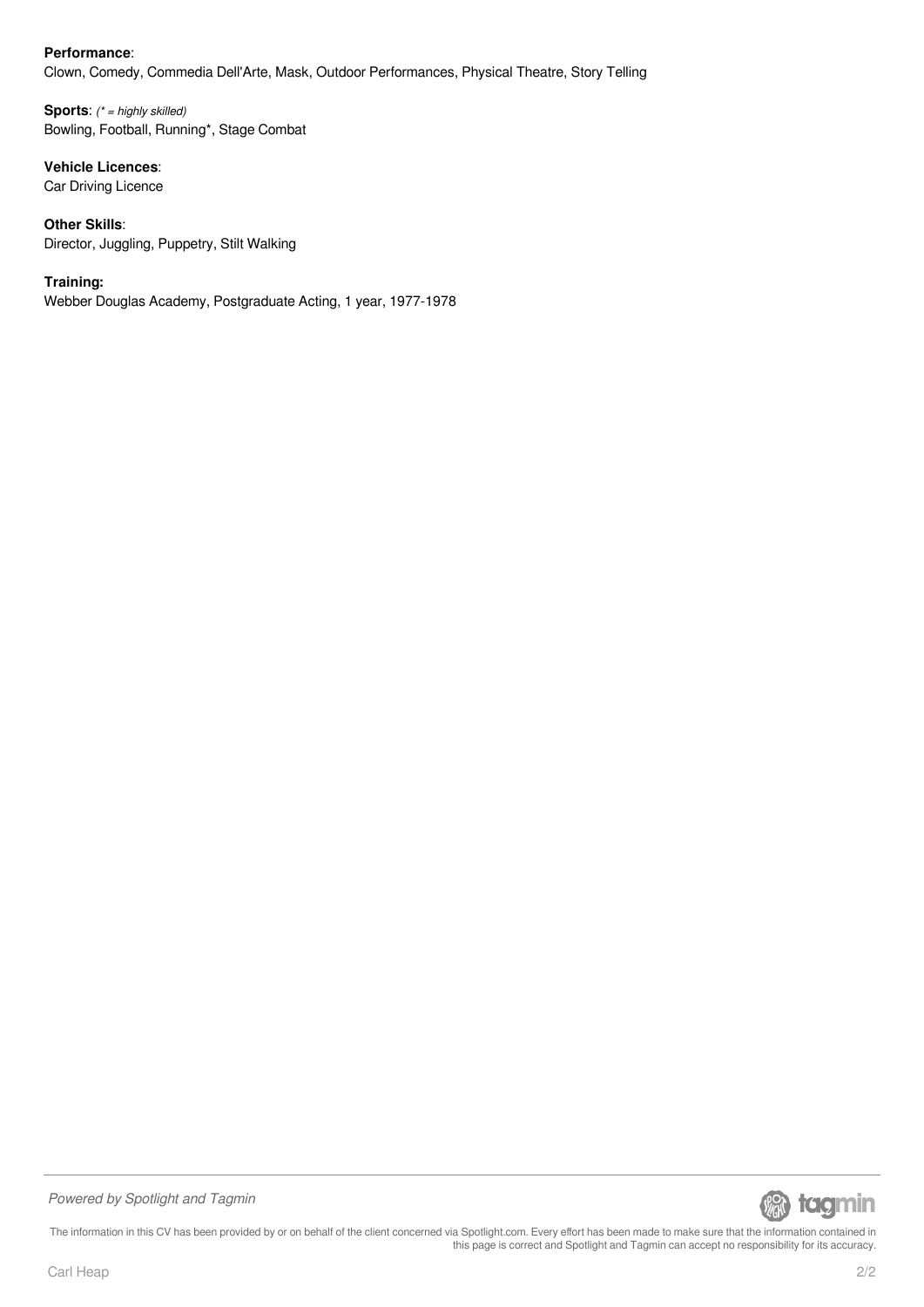**Performance**:
Clown, Comedy, Commedia Dell'Arte, Mask, Outdoor Performances, Physical Theatre, Story Telling

**Sports**: *(* = highly skilled)*
Bowling, Football, Running*, Stage Combat

**Vehicle Licences**:
Car Driving Licence

**Other Skills**:
Director, Juggling, Puppetry, Stilt Walking

**Training:**
Webber Douglas Academy, Postgraduate Acting, 1 year, 1977-1978

*Powered by Spotlight and Tagmin*

The information in this CV has been provided by or on behalf of the client concerned via Spotlight.com. Every effort has been made to make sure that the information contained in this page is correct and Spotlight and Tagmin can accept no responsibility for its accuracy.